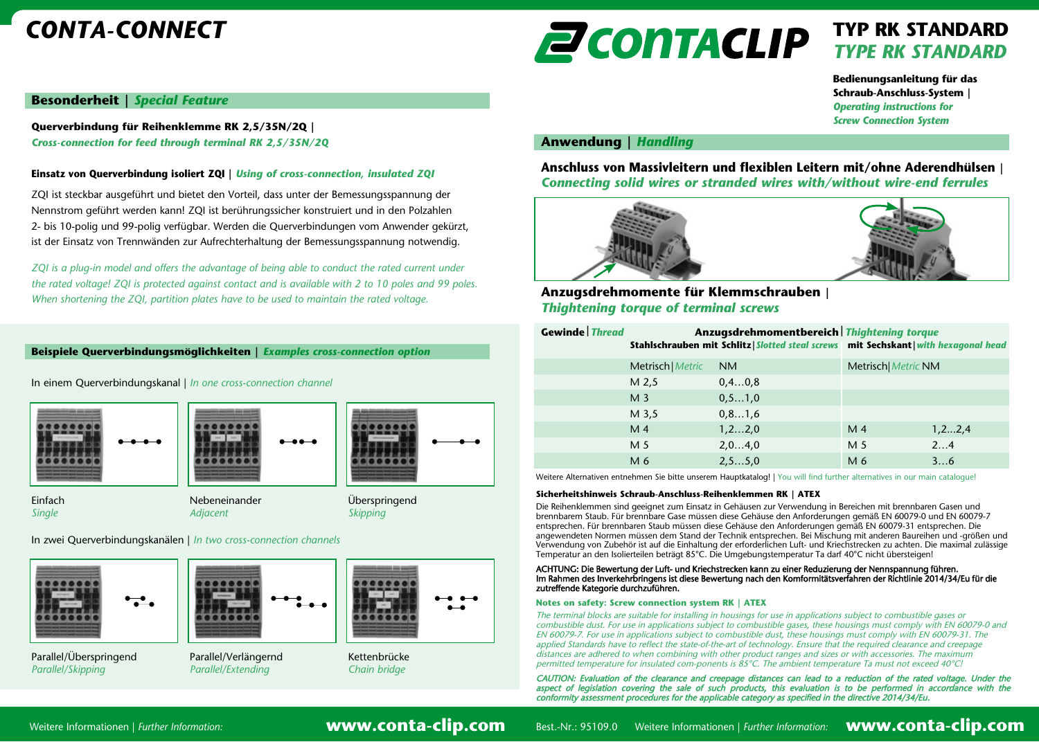# CONTA-CONNECT

# TYP RK STANDARD
# *TYPE RK STANDARD*

**Bedienungsanleitung für das Schraub-Anschluss-System |**
***Operating instructions for Screw Connection System***

## Besonderheit | *Special Feature*

**Querverbindung für Reihenklemme RK 2,5/35N/2Q |**
***Cross-connection for feed through terminal RK 2,5/35N/2Q***

**Einsatz von Querverbindung isoliert ZQI** | ***Using of cross-connection, insulated ZQI***

ZQI ist steckbar ausgeführt und bietet den Vorteil, dass unter der Bemessungsspannung der Nennstrom geführt werden kann! ZQI ist berührungssicher konstruiert und in den Polzahlen 2- bis 10-polig und 99-polig verfügbar. Werden die Querverbindungen vom Anwender gekürzt, ist der Einsatz von Trennwänden zur Aufrechterhaltung der Bemessungsspannung notwendig.

*ZQI is a plug-in model and offers the advantage of being able to conduct the rated current under the rated voltage! ZQI is protected against contact and is available with 2 to 10 poles and 99 poles. When shortening the ZQI, partition plates have to be used to maintain the rated voltage.*

### Beispiele Querverbindungsmöglichkeiten | *Examples cross-connection option*

In einem Querverbindungskanal | *In one cross-connection channel*

Einfach
*Single*

Nebeneinander
*Adjacent*

Überspringend
*Skipping*

In zwei Querverbindungskanälen | *In two cross-connection channels*

Parallel/Überspringend
*Parallel/Skipping*

Parallel/Verlängernd
*Parallel/Extending*

Kettenbrücke
*Chain bridge*

## Anwendung | *Handling*

### Anschluss von Massivleitern und flexiblen Leitern mit/ohne Aderendhülsen | *Connecting solid wires or stranded wires with/without wire-end ferrules*

### Anzugsdrehmomente für Klemmschrauben | *Thightening torque of terminal screws*

| Gewinde \| *Thread* | Anzugsdrehmomentbereich \| *Thightening torque* | | | |
|---|---|---|---|---|
| | Stahlschrauben mit Schlitz \| *Slotted steal screws* | | mit Sechskant \| *with hexagonal head* | |
| | Metrisch \| *Metric* | NM | Metrisch \| *Metric* NM | |
| | M 2,5 | 0,4…0,8 | | |
| | M 3 | 0,5…1,0 | | |
| | M 3,5 | 0,8…1,6 | | |
| | M 4 | 1,2…2,0 | M 4 | 1,2…2,4 |
| | M 5 | 2,0…4,0 | M 5 | 2…4 |
| | M 6 | 2,5…5,0 | M 6 | 3…6 |

Weitere Alternativen entnehmen Sie bitte unserem Hauptkatalog! | *You will find further alternatives in our main catalogue!*

**Sicherheitshinweis Schraub-Anschluss-Reihenklemmen RK | ATEX**

Die Reihenklemmen sind geeignet zum Einsatz in Gehäusen zur Verwendung in Bereichen mit brennbaren Gasen und brennbarem Staub. Für brennbare Gase müssen diese Gehäuse den Anforderungen gemäß EN 60079-0 und EN 60079-7 entsprechen. Für brennbaren Staub müssen diese Gehäuse den Anforderungen gemäß EN 60079-31 entsprechen. Die angewendeten Normen müssen dem Stand der Technik entsprechen. Bei Mischung mit anderen Baureihen und -größen und Verwendung von Zubehör ist auf die Einhaltung der erforderlichen Luft- und Kriechstrecken zu achten. Die maximal zulässige Temperatur an den Isolierteilen beträgt 85°C. Die Umgebungstemperatur Ta darf 40°C nicht übersteigen!

ACHTUNG: Die Bewertung der Luft- und Kriechstrecken kann zu einer Reduzierung der Nennspannung führen. Im Rahmen des Inverkehrbringens ist diese Bewertung nach den Komformitätsverfahren der Richtlinie 2014/34/Eu für die zutreffende Kategorie durchzuführen.

**Notes on safety: Screw connection system RK | ATEX**

*The terminal blocks are suitable for installing in housings for use in applications subject to combustible gases or combustible dust. For use in applications subject to combustible gases, these housings must comply with EN 60079-0 and EN 60079-7. For use in applications subject to combustible dust, these housings must comply with EN 60079-31. The applied Standards have to reflect the state-of-the-art of technology. Ensure that the required clearance and creepage distances are adhered to when combining with other product ranges and sizes or with accessories. The maximum permitted temperature for insulated com-ponents is 85°C. The ambient temperature Ta must not exceed 40°C!*

*CAUTION: Evaluation of the clearance and creepage distances can lead to a reduction of the rated voltage. Under the aspect of legislation covering the sale of such products, this evaluation is to be performed in accordance with the conformity assessment procedures for the applicable category as specified in the directive 2014/34/Eu.*

Weitere Informationen | *Further Information:* **www.conta-clip.com**

Best.-Nr.: 95109.0 Weitere Informationen | *Further Information:* **www.conta-clip.com**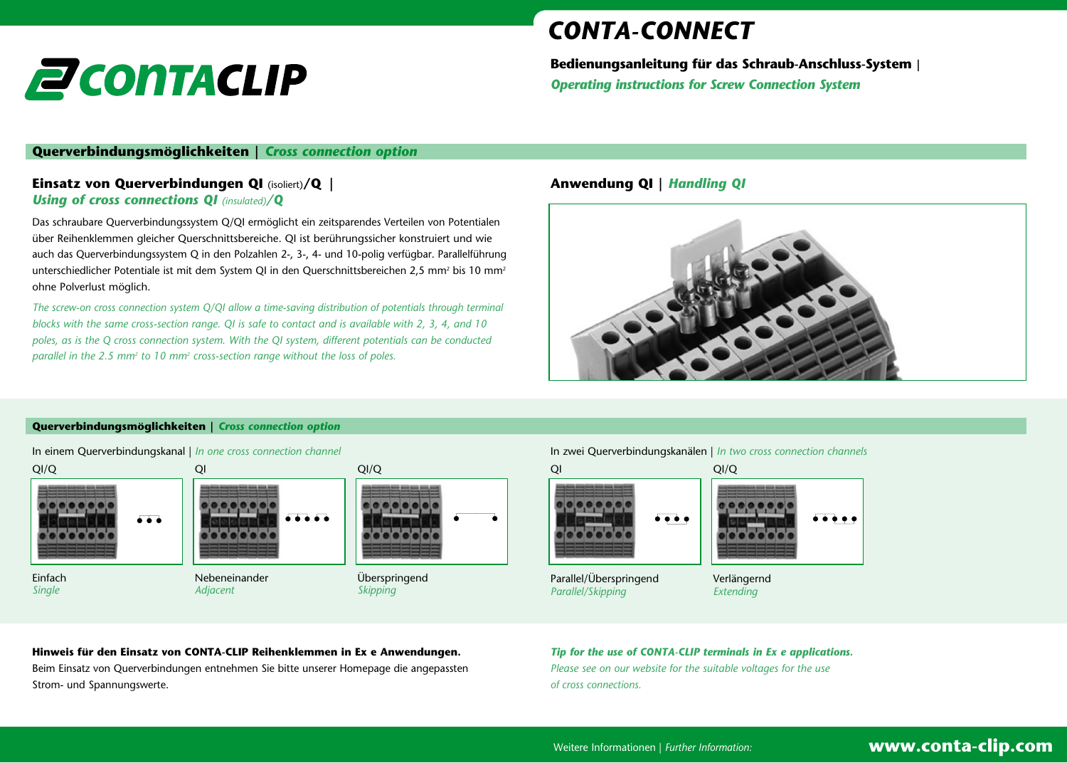# CONTA-CONNECT

**Bedienungsanleitung für das Schraub-Anschluss-System** | *Operating instructions for Screw Connection System*

## Querverbindungsmöglichkeiten | *Cross connection option*

### Einsatz von Querverbindungen QI (isoliert)/Q | *Using of cross connections QI (insulated)/Q*

Das schraubare Querverbindungssystem Q/QI ermöglicht ein zeitsparendes Verteilen von Potentialen über Reihenklemmen gleicher Querschnittsbereiche. QI ist berührungssicher konstruiert und wie auch das Querverbindungssystem Q in den Polzahlen 2-, 3-, 4- und 10-polig verfügbar. Parallelführung unterschiedlicher Potentiale ist mit dem System QI in den Querschnittsbereichen 2,5 mm² bis 10 mm² ohne Polverlust möglich.

*The screw-on cross connection system Q/QI allow a time-saving distribution of potentials through terminal blocks with the same cross-section range. QI is safe to contact and is available with 2, 3, 4, and 10 poles, as is the Q cross connection system. With the QI system, different potentials can be conducted parallel in the 2.5 mm² to 10 mm² cross-section range without the loss of poles.*

### Anwendung QI | *Handling QI*

## Querverbindungsmöglichkeiten | *Cross connection option*

In einem Querverbindungskanal | *In one cross connection channel*

QI/Q

Einfach
*Single*

QI

Nebeneinander
*Adjacent*

QI/Q

Überspringend
*Skipping*

In zwei Querverbindungskanälen | *In two cross connection channels*

QI

Parallel/Überspringend
*Parallel/Skipping*

QI/Q

Verlängernd
*Extending*

**Hinweis für den Einsatz von CONTA-CLIP Reihenklemmen in Ex e Anwendungen.**
Beim Einsatz von Querverbindungen entnehmen Sie bitte unserer Homepage die angepassten Strom- und Spannungswerte.

***Tip for the use of CONTA-CLIP terminals in Ex e applications.***
*Please see on our website for the suitable voltages for the use of cross connections.*

Weitere Informationen | *Further Information:* **www.conta-clip.com**